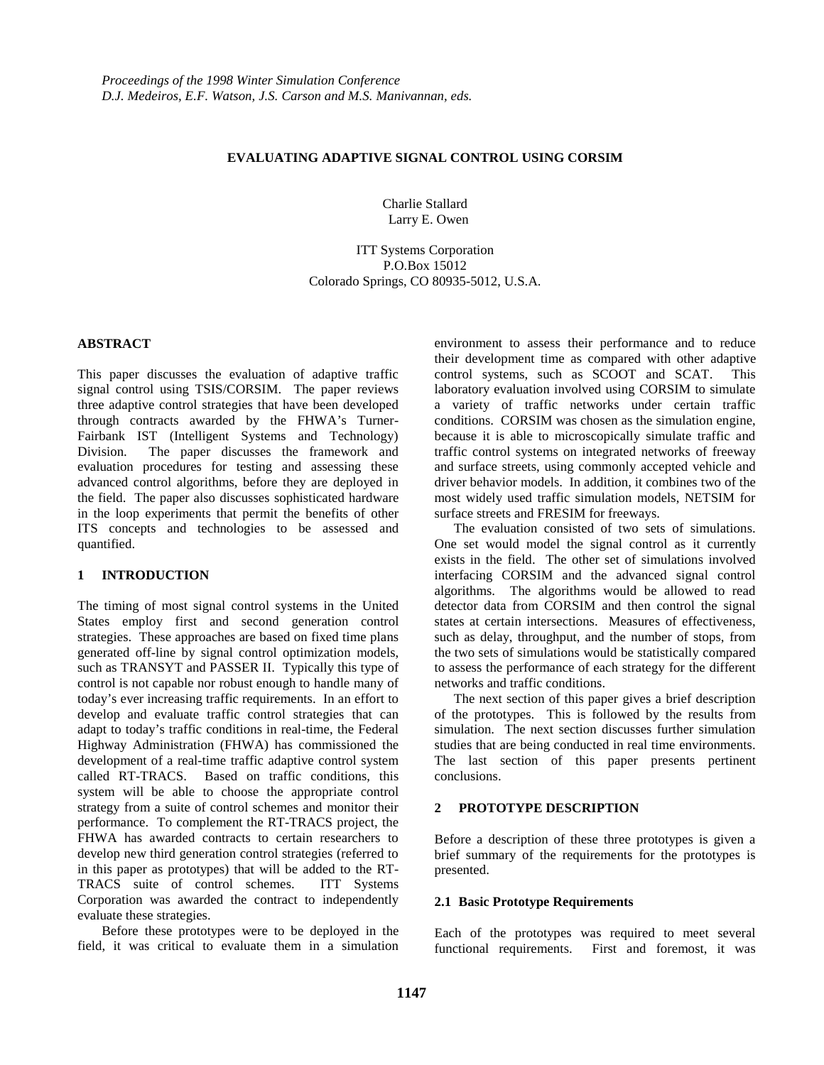*Proceedings of the 1998 Winter Simulation Conference*
*D.J. Medeiros, E.F. Watson, J.S. Carson and M.S. Manivannan, eds.*

# EVALUATING ADAPTIVE SIGNAL CONTROL USING CORSIM

Charlie Stallard
Larry E. Owen

ITT Systems Corporation
P.O.Box 15012
Colorado Springs, CO 80935-5012, U.S.A.

## ABSTRACT

This paper discusses the evaluation of adaptive traffic signal control using TSIS/CORSIM. The paper reviews three adaptive control strategies that have been developed through contracts awarded by the FHWA's Turner-Fairbank IST (Intelligent Systems and Technology) Division. The paper discusses the framework and evaluation procedures for testing and assessing these advanced control algorithms, before they are deployed in the field. The paper also discusses sophisticated hardware in the loop experiments that permit the benefits of other ITS concepts and technologies to be assessed and quantified.

## 1 INTRODUCTION

The timing of most signal control systems in the United States employ first and second generation control strategies. These approaches are based on fixed time plans generated off-line by signal control optimization models, such as TRANSYT and PASSER II. Typically this type of control is not capable nor robust enough to handle many of today's ever increasing traffic requirements. In an effort to develop and evaluate traffic control strategies that can adapt to today's traffic conditions in real-time, the Federal Highway Administration (FHWA) has commissioned the development of a real-time traffic adaptive control system called RT-TRACS. Based on traffic conditions, this system will be able to choose the appropriate control strategy from a suite of control schemes and monitor their performance. To complement the RT-TRACS project, the FHWA has awarded contracts to certain researchers to develop new third generation control strategies (referred to in this paper as prototypes) that will be added to the RT-TRACS suite of control schemes. ITT Systems Corporation was awarded the contract to independently evaluate these strategies.

Before these prototypes were to be deployed in the field, it was critical to evaluate them in a simulation environment to assess their performance and to reduce their development time as compared with other adaptive control systems, such as SCOOT and SCAT. This laboratory evaluation involved using CORSIM to simulate a variety of traffic networks under certain traffic conditions. CORSIM was chosen as the simulation engine, because it is able to microscopically simulate traffic and traffic control systems on integrated networks of freeway and surface streets, using commonly accepted vehicle and driver behavior models. In addition, it combines two of the most widely used traffic simulation models, NETSIM for surface streets and FRESIM for freeways.

The evaluation consisted of two sets of simulations. One set would model the signal control as it currently exists in the field. The other set of simulations involved interfacing CORSIM and the advanced signal control algorithms. The algorithms would be allowed to read detector data from CORSIM and then control the signal states at certain intersections. Measures of effectiveness, such as delay, throughput, and the number of stops, from the two sets of simulations would be statistically compared to assess the performance of each strategy for the different networks and traffic conditions.

The next section of this paper gives a brief description of the prototypes. This is followed by the results from simulation. The next section discusses further simulation studies that are being conducted in real time environments. The last section of this paper presents pertinent conclusions.

## 2 PROTOTYPE DESCRIPTION

Before a description of these three prototypes is given a brief summary of the requirements for the prototypes is presented.

### 2.1 Basic Prototype Requirements

Each of the prototypes was required to meet several functional requirements. First and foremost, it was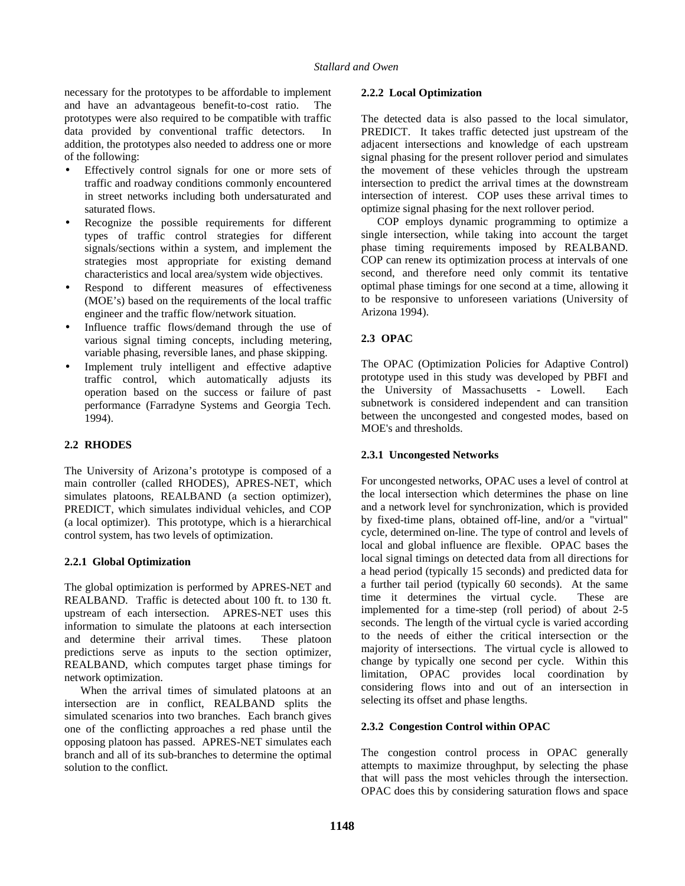necessary for the prototypes to be affordable to implement and have an advantageous benefit-to-cost ratio. The prototypes were also required to be compatible with traffic data provided by conventional traffic detectors. In addition, the prototypes also needed to address one or more of the following:

- Effectively control signals for one or more sets of traffic and roadway conditions commonly encountered in street networks including both undersaturated and saturated flows.
- Recognize the possible requirements for different types of traffic control strategies for different signals/sections within a system, and implement the strategies most appropriate for existing demand characteristics and local area/system wide objectives.
- Respond to different measures of effectiveness (MOE's) based on the requirements of the local traffic engineer and the traffic flow/network situation.
- Influence traffic flows/demand through the use of various signal timing concepts, including metering, variable phasing, reversible lanes, and phase skipping.
- Implement truly intelligent and effective adaptive traffic control, which automatically adjusts its operation based on the success or failure of past performance (Farradyne Systems and Georgia Tech. 1994).

### 2.2 RHODES

The University of Arizona's prototype is composed of a main controller (called RHODES), APRES-NET, which simulates platoons, REALBAND (a section optimizer), PREDICT, which simulates individual vehicles, and COP (a local optimizer). This prototype, which is a hierarchical control system, has two levels of optimization.

#### 2.2.1 Global Optimization

The global optimization is performed by APRES-NET and REALBAND. Traffic is detected about 100 ft. to 130 ft. upstream of each intersection. APRES-NET uses this information to simulate the platoons at each intersection and determine their arrival times. These platoon predictions serve as inputs to the section optimizer, REALBAND, which computes target phase timings for network optimization.

When the arrival times of simulated platoons at an intersection are in conflict, REALBAND splits the simulated scenarios into two branches. Each branch gives one of the conflicting approaches a red phase until the opposing platoon has passed. APRES-NET simulates each branch and all of its sub-branches to determine the optimal solution to the conflict.

#### 2.2.2 Local Optimization

The detected data is also passed to the local simulator, PREDICT. It takes traffic detected just upstream of the adjacent intersections and knowledge of each upstream signal phasing for the present rollover period and simulates the movement of these vehicles through the upstream intersection to predict the arrival times at the downstream intersection of interest. COP uses these arrival times to optimize signal phasing for the next rollover period.

COP employs dynamic programming to optimize a single intersection, while taking into account the target phase timing requirements imposed by REALBAND. COP can renew its optimization process at intervals of one second, and therefore need only commit its tentative optimal phase timings for one second at a time, allowing it to be responsive to unforeseen variations (University of Arizona 1994).

### 2.3 OPAC

The OPAC (Optimization Policies for Adaptive Control) prototype used in this study was developed by PBFI and the University of Massachusetts - Lowell. Each subnetwork is considered independent and can transition between the uncongested and congested modes, based on MOE's and thresholds.

#### 2.3.1 Uncongested Networks

For uncongested networks, OPAC uses a level of control at the local intersection which determines the phase on line and a network level for synchronization, which is provided by fixed-time plans, obtained off-line, and/or a "virtual" cycle, determined on-line. The type of control and levels of local and global influence are flexible. OPAC bases the local signal timings on detected data from all directions for a head period (typically 15 seconds) and predicted data for a further tail period (typically 60 seconds). At the same time it determines the virtual cycle. These are implemented for a time-step (roll period) of about 2-5 seconds. The length of the virtual cycle is varied according to the needs of either the critical intersection or the majority of intersections. The virtual cycle is allowed to change by typically one second per cycle. Within this limitation, OPAC provides local coordination by considering flows into and out of an intersection in selecting its offset and phase lengths.

#### 2.3.2 Congestion Control within OPAC

The congestion control process in OPAC generally attempts to maximize throughput, by selecting the phase that will pass the most vehicles through the intersection. OPAC does this by considering saturation flows and space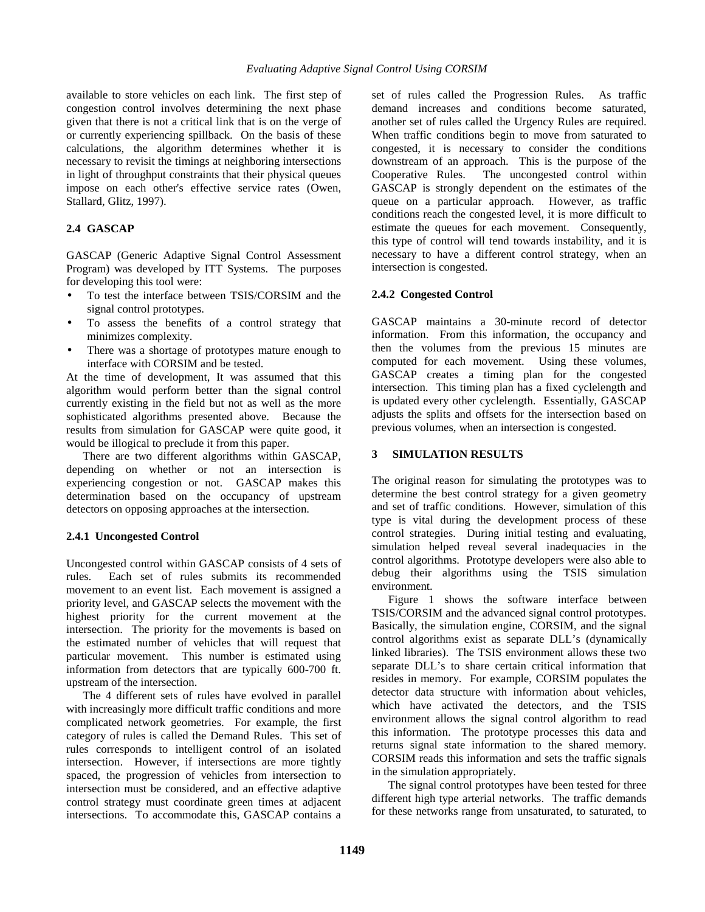available to store vehicles on each link. The first step of congestion control involves determining the next phase given that there is not a critical link that is on the verge of or currently experiencing spillback. On the basis of these calculations, the algorithm determines whether it is necessary to revisit the timings at neighboring intersections in light of throughput constraints that their physical queues impose on each other's effective service rates (Owen, Stallard, Glitz, 1997).

## 2.4 GASCAP

GASCAP (Generic Adaptive Signal Control Assessment Program) was developed by ITT Systems. The purposes for developing this tool were:

- To test the interface between TSIS/CORSIM and the signal control prototypes.
- To assess the benefits of a control strategy that minimizes complexity.
- There was a shortage of prototypes mature enough to interface with CORSIM and be tested.

At the time of development, It was assumed that this algorithm would perform better than the signal control currently existing in the field but not as well as the more sophisticated algorithms presented above. Because the results from simulation for GASCAP were quite good, it would be illogical to preclude it from this paper.

There are two different algorithms within GASCAP, depending on whether or not an intersection is experiencing congestion or not. GASCAP makes this determination based on the occupancy of upstream detectors on opposing approaches at the intersection.

### 2.4.1 Uncongested Control

Uncongested control within GASCAP consists of 4 sets of rules. Each set of rules submits its recommended movement to an event list. Each movement is assigned a priority level, and GASCAP selects the movement with the highest priority for the current movement at the intersection. The priority for the movements is based on the estimated number of vehicles that will request that particular movement. This number is estimated using information from detectors that are typically 600-700 ft. upstream of the intersection.

The 4 different sets of rules have evolved in parallel with increasingly more difficult traffic conditions and more complicated network geometries. For example, the first category of rules is called the Demand Rules. This set of rules corresponds to intelligent control of an isolated intersection. However, if intersections are more tightly spaced, the progression of vehicles from intersection to intersection must be considered, and an effective adaptive control strategy must coordinate green times at adjacent intersections. To accommodate this, GASCAP contains a set of rules called the Progression Rules. As traffic demand increases and conditions become saturated, another set of rules called the Urgency Rules are required. When traffic conditions begin to move from saturated to congested, it is necessary to consider the conditions downstream of an approach. This is the purpose of the Cooperative Rules. The uncongested control within GASCAP is strongly dependent on the estimates of the queue on a particular approach. However, as traffic conditions reach the congested level, it is more difficult to estimate the queues for each movement. Consequently, this type of control will tend towards instability, and it is necessary to have a different control strategy, when an intersection is congested.

### 2.4.2 Congested Control

GASCAP maintains a 30-minute record of detector information. From this information, the occupancy and then the volumes from the previous 15 minutes are computed for each movement. Using these volumes, GASCAP creates a timing plan for the congested intersection. This timing plan has a fixed cyclelength and is updated every other cyclelength. Essentially, GASCAP adjusts the splits and offsets for the intersection based on previous volumes, when an intersection is congested.

# 3 SIMULATION RESULTS

The original reason for simulating the prototypes was to determine the best control strategy for a given geometry and set of traffic conditions. However, simulation of this type is vital during the development process of these control strategies. During initial testing and evaluating, simulation helped reveal several inadequacies in the control algorithms. Prototype developers were also able to debug their algorithms using the TSIS simulation environment.

Figure 1 shows the software interface between TSIS/CORSIM and the advanced signal control prototypes. Basically, the simulation engine, CORSIM, and the signal control algorithms exist as separate DLL's (dynamically linked libraries). The TSIS environment allows these two separate DLL's to share certain critical information that resides in memory. For example, CORSIM populates the detector data structure with information about vehicles, which have activated the detectors, and the TSIS environment allows the signal control algorithm to read this information. The prototype processes this data and returns signal state information to the shared memory. CORSIM reads this information and sets the traffic signals in the simulation appropriately.

The signal control prototypes have been tested for three different high type arterial networks. The traffic demands for these networks range from unsaturated, to saturated, to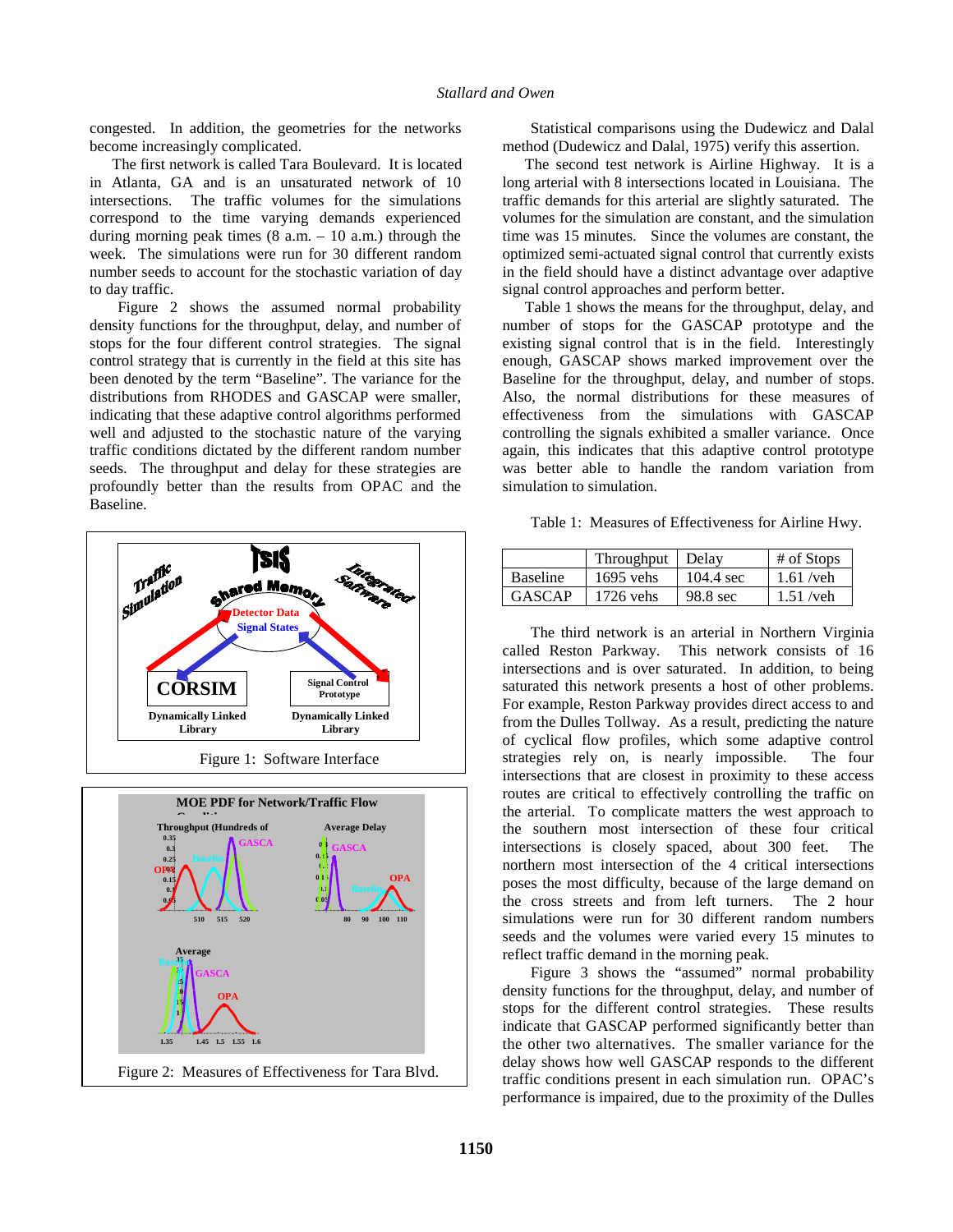congested. In addition, the geometries for the networks become increasingly complicated.

The first network is called Tara Boulevard. It is located in Atlanta, GA and is an unsaturated network of 10 intersections. The traffic volumes for the simulations correspond to the time varying demands experienced during morning peak times (8 a.m. – 10 a.m.) through the week. The simulations were run for 30 different random number seeds to account for the stochastic variation of day to day traffic.

Figure 2 shows the assumed normal probability density functions for the throughput, delay, and number of stops for the four different control strategies. The signal control strategy that is currently in the field at this site has been denoted by the term "Baseline". The variance for the distributions from RHODES and GASCAP were smaller, indicating that these adaptive control algorithms performed well and adjusted to the stochastic nature of the varying traffic conditions dictated by the different random number seeds. The throughput and delay for these strategies are profoundly better than the results from OPAC and the Baseline.

Figure 1: Software Interface

Figure 2: Measures of Effectiveness for Tara Blvd.

Statistical comparisons using the Dudewicz and Dalal method (Dudewicz and Dalal, 1975) verify this assertion.

The second test network is Airline Highway. It is a long arterial with 8 intersections located in Louisiana. The traffic demands for this arterial are slightly saturated. The volumes for the simulation are constant, and the simulation time was 15 minutes. Since the volumes are constant, the optimized semi-actuated signal control that currently exists in the field should have a distinct advantage over adaptive signal control approaches and perform better.

Table 1 shows the means for the throughput, delay, and number of stops for the GASCAP prototype and the existing signal control that is in the field. Interestingly enough, GASCAP shows marked improvement over the Baseline for the throughput, delay, and number of stops. Also, the normal distributions for these measures of effectiveness from the simulations with GASCAP controlling the signals exhibited a smaller variance. Once again, this indicates that this adaptive control prototype was better able to handle the random variation from simulation to simulation.

Table 1: Measures of Effectiveness for Airline Hwy.

| | Throughput | Delay | # of Stops |
|---|---|---|---|
| Baseline | 1695 vehs | 104.4 sec | 1.61 /veh |
| GASCAP | 1726 vehs | 98.8 sec | 1.51 /veh |

The third network is an arterial in Northern Virginia called Reston Parkway. This network consists of 16 intersections and is over saturated. In addition, to being saturated this network presents a host of other problems. For example, Reston Parkway provides direct access to and from the Dulles Tollway. As a result, predicting the nature of cyclical flow profiles, which some adaptive control strategies rely on, is nearly impossible. The four intersections that are closest in proximity to these access routes are critical to effectively controlling the traffic on the arterial. To complicate matters the west approach to the southern most intersection of these four critical intersections is closely spaced, about 300 feet. The northern most intersection of the 4 critical intersections poses the most difficulty, because of the large demand on the cross streets and from left turners. The 2 hour simulations were run for 30 different random numbers seeds and the volumes were varied every 15 minutes to reflect traffic demand in the morning peak.

Figure 3 shows the "assumed" normal probability density functions for the throughput, delay, and number of stops for the different control strategies. These results indicate that GASCAP performed significantly better than the other two alternatives. The smaller variance for the delay shows how well GASCAP responds to the different traffic conditions present in each simulation run. OPAC's performance is impaired, due to the proximity of the Dulles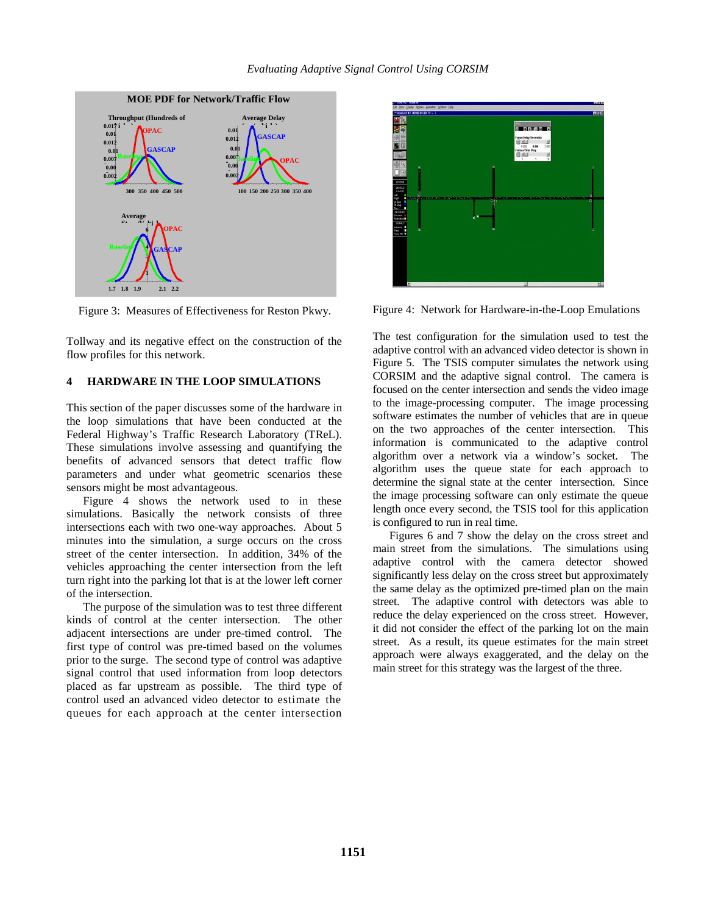MOE PDF for Network/Traffic Flow

Throughput (Hundreds of

0.017 0.01 0.012 0.01 0.007 0.00 0.002

OPAC

GASCAP

Baseline

300 350 400 450 500

Average Delay

0.01 0.012 0.01 0.007 0.00 0.002

GASCAP

Baseline

OPAC

100 150 200 250 300 350 400

Average

6 4 2 1

OPAC

Baseline

GASCAP

1.7 1.8 1.9 2.1 2.2

Figure 3: Measures of Effectiveness for Reston Pkwy.

Figure 4: Network for Hardware-in-the-Loop Emulations

Tollway and its negative effect on the construction of the flow profiles for this network.

## 4 HARDWARE IN THE LOOP SIMULATIONS

This section of the paper discusses some of the hardware in the loop simulations that have been conducted at the Federal Highway's Traffic Research Laboratory (TReL). These simulations involve assessing and quantifying the benefits of advanced sensors that detect traffic flow parameters and under what geometric scenarios these sensors might be most advantageous.

Figure 4 shows the network used to in these simulations. Basically the network consists of three intersections each with two one-way approaches. About 5 minutes into the simulation, a surge occurs on the cross street of the center intersection. In addition, 34% of the vehicles approaching the center intersection from the left turn right into the parking lot that is at the lower left corner of the intersection.

The purpose of the simulation was to test three different kinds of control at the center intersection. The other adjacent intersections are under pre-timed control. The first type of control was pre-timed based on the volumes prior to the surge. The second type of control was adaptive signal control that used information from loop detectors placed as far upstream as possible. The third type of control used an advanced video detector to estimate the queues for each approach at the center intersection

The test configuration for the simulation used to test the adaptive control with an advanced video detector is shown in Figure 5. The TSIS computer simulates the network using CORSIM and the adaptive signal control. The camera is focused on the center intersection and sends the video image to the image-processing computer. The image processing software estimates the number of vehicles that are in queue on the two approaches of the center intersection. This information is communicated to the adaptive control algorithm over a network via a window's socket. The algorithm uses the queue state for each approach to determine the signal state at the center intersection. Since the image processing software can only estimate the queue length once every second, the TSIS tool for this application is configured to run in real time.

Figures 6 and 7 show the delay on the cross street and main street from the simulations. The simulations using adaptive control with the camera detector showed significantly less delay on the cross street but approximately the same delay as the optimized pre-timed plan on the main street. The adaptive control with detectors was able to reduce the delay experienced on the cross street. However, it did not consider the effect of the parking lot on the main street. As a result, its queue estimates for the main street approach were always exaggerated, and the delay on the main street for this strategy was the largest of the three.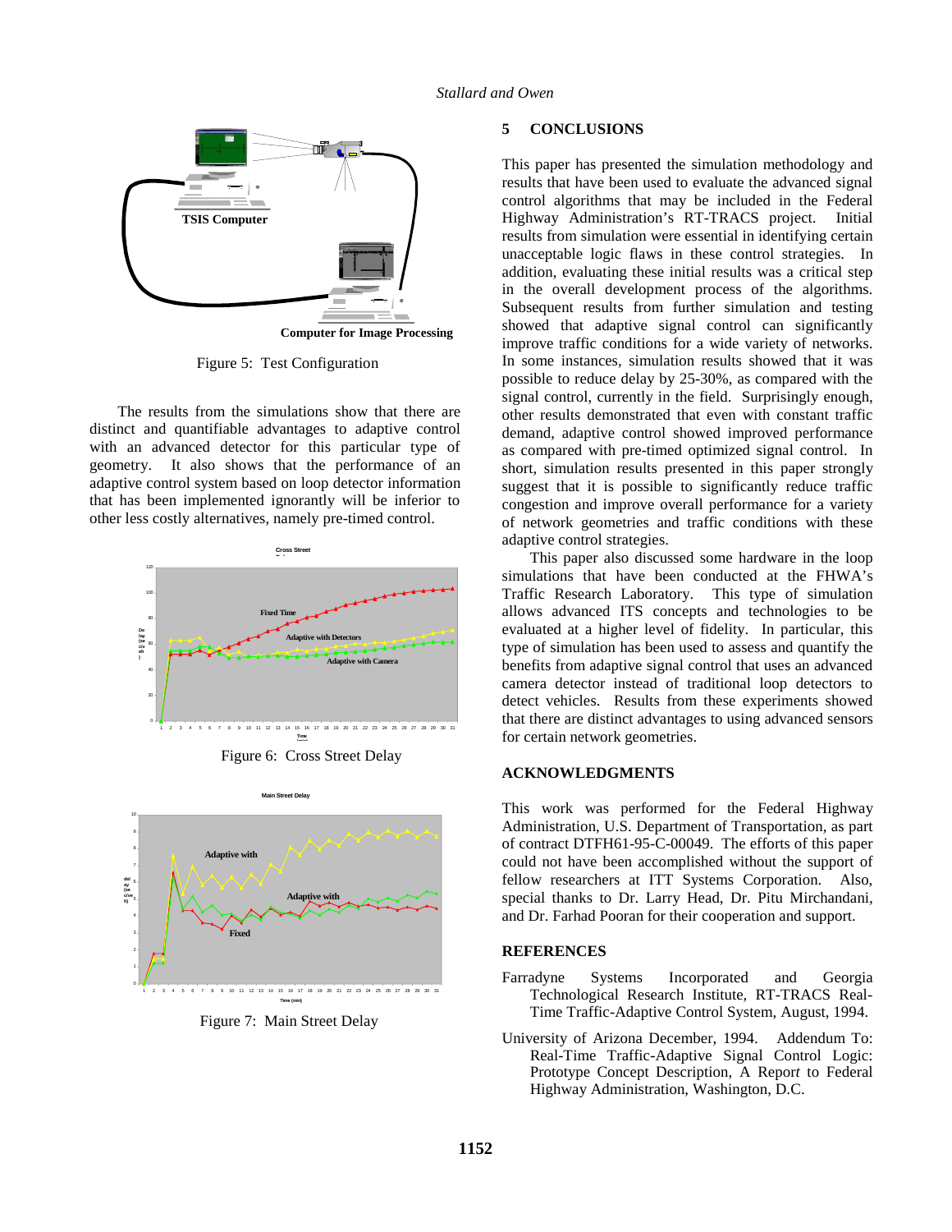Figure 5: Test Configuration

The results from the simulations show that there are distinct and quantifiable advantages to adaptive control with an advanced detector for this particular type of geometry. It also shows that the performance of an adaptive control system based on loop detector information that has been implemented ignorantly will be inferior to other less costly alternatives, namely pre-timed control.

Figure 6: Cross Street Delay

Figure 7: Main Street Delay

## 5 CONCLUSIONS

This paper has presented the simulation methodology and results that have been used to evaluate the advanced signal control algorithms that may be included in the Federal Highway Administration's RT-TRACS project. Initial results from simulation were essential in identifying certain unacceptable logic flaws in these control strategies. In addition, evaluating these initial results was a critical step in the overall development process of the algorithms. Subsequent results from further simulation and testing showed that adaptive signal control can significantly improve traffic conditions for a wide variety of networks. In some instances, simulation results showed that it was possible to reduce delay by 25-30%, as compared with the signal control, currently in the field. Surprisingly enough, other results demonstrated that even with constant traffic demand, adaptive control showed improved performance as compared with pre-timed optimized signal control. In short, simulation results presented in this paper strongly suggest that it is possible to significantly reduce traffic congestion and improve overall performance for a variety of network geometries and traffic conditions with these adaptive control strategies.

This paper also discussed some hardware in the loop simulations that have been conducted at the FHWA's Traffic Research Laboratory. This type of simulation allows advanced ITS concepts and technologies to be evaluated at a higher level of fidelity. In particular, this type of simulation has been used to assess and quantify the benefits from adaptive signal control that uses an advanced camera detector instead of traditional loop detectors to detect vehicles. Results from these experiments showed that there are distinct advantages to using advanced sensors for certain network geometries.

## ACKNOWLEDGMENTS

This work was performed for the Federal Highway Administration, U.S. Department of Transportation, as part of contract DTFH61-95-C-00049. The efforts of this paper could not have been accomplished without the support of fellow researchers at ITT Systems Corporation. Also, special thanks to Dr. Larry Head, Dr. Pitu Mirchandani, and Dr. Farhad Pooran for their cooperation and support.

## REFERENCES

Farradyne Systems Incorporated and Georgia Technological Research Institute, RT-TRACS Real-Time Traffic-Adaptive Control System, August, 1994.

University of Arizona December, 1994. Addendum To: Real-Time Traffic-Adaptive Signal Control Logic: Prototype Concept Description, A Report to Federal Highway Administration, Washington, D.C.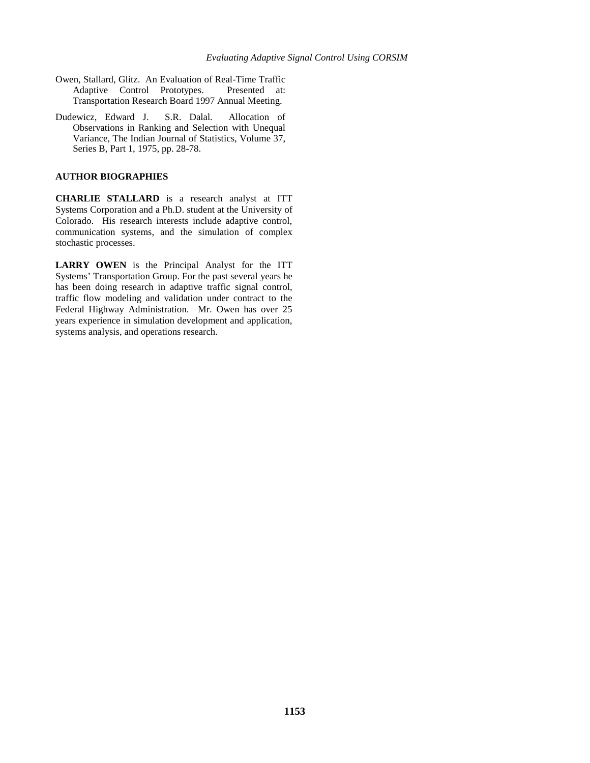Owen, Stallard, Glitz. An Evaluation of Real-Time Traffic Adaptive Control Prototypes. Presented at: Transportation Research Board 1997 Annual Meeting.

Dudewicz, Edward J. S.R. Dalal. Allocation of Observations in Ranking and Selection with Unequal Variance, The Indian Journal of Statistics, Volume 37, Series B, Part 1, 1975, pp. 28-78.

## AUTHOR BIOGRAPHIES

**CHARLIE STALLARD** is a research analyst at ITT Systems Corporation and a Ph.D. student at the University of Colorado. His research interests include adaptive control, communication systems, and the simulation of complex stochastic processes.

**LARRY OWEN** is the Principal Analyst for the ITT Systems' Transportation Group. For the past several years he has been doing research in adaptive traffic signal control, traffic flow modeling and validation under contract to the Federal Highway Administration. Mr. Owen has over 25 years experience in simulation development and application, systems analysis, and operations research.